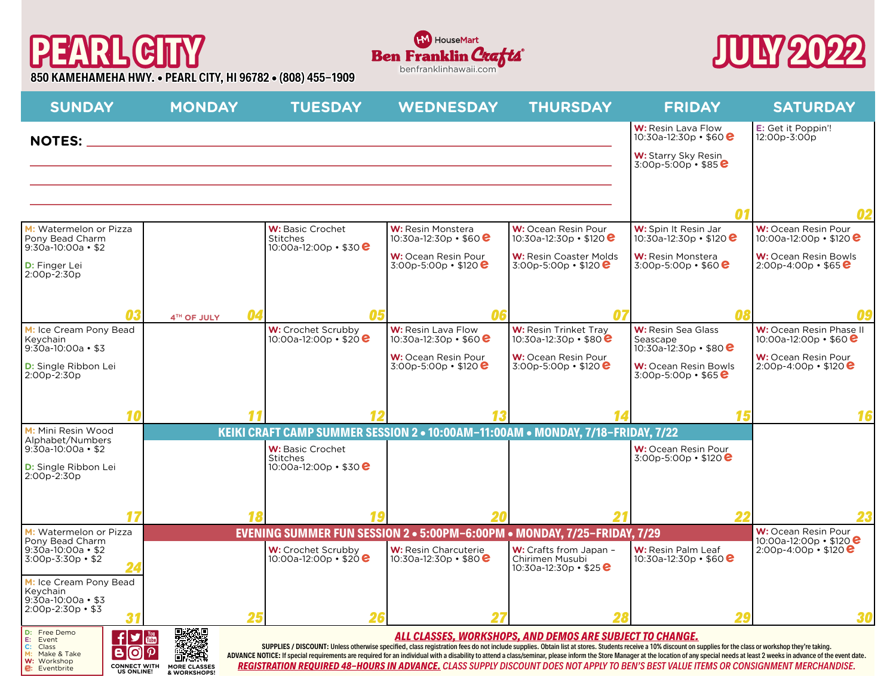# PEARL CITY

**850 KAMEHAMEHA HWY. • PEARL CITY, HI 96782 • (808) 455-1909**

HouseMart Ben Franklin Crafts®
benfranklinhawaii.com

# JULY 2022

| SUNDAY | MONDAY | TUESDAY | WEDNESDAY | THURSDAY | FRIDAY | SATURDAY |
|---|---|---|---|---|---|---|
| **NOTES:** | | | | | **01** W: Resin Lava Flow 10:30a-12:30p • $60 e<br>W: Starry Sky Resin 3:00p-5:00p • $85 e | **02** E: Get it Poppin'! 12:00p-3:00p |
| **03** M: Watermelon or Pizza Pony Bead Charm 9:30a-10:00a • $2<br>D: Finger Lei 2:00p-2:30p | **04** 4TH OF JULY | **05** W: Basic Crochet Stitches 10:00a-12:00p • $30 e | **06** W: Resin Monstera 10:30a-12:30p • $60 e<br>W: Ocean Resin Pour 3:00p-5:00p • $120 e | **07** W: Ocean Resin Pour 10:30a-12:30p • $120 e<br>W: Resin Coaster Molds 3:00p-5:00p • $120 e | **08** W: Spin It Resin Jar 10:30a-12:30p • $120 e<br>W: Resin Monstera 3:00p-5:00p • $60 e | **09** W: Ocean Resin Pour 10:00a-12:00p • $120 e<br>W: Ocean Resin Bowls 2:00p-4:00p • $65 e |
| **10** M: Ice Cream Pony Bead Keychain 9:30a-10:00a • $3<br>D: Single Ribbon Lei 2:00p-2:30p | **11** | **12** W: Crochet Scrubby 10:00a-12:00p • $20 e | **13** W: Resin Lava Flow 10:30a-12:30p • $60 e<br>W: Ocean Resin Pour 3:00p-5:00p • $120 e | **14** W: Resin Trinket Tray 10:30a-12:30p • $80 e<br>W: Ocean Resin Pour 3:00p-5:00p • $120 e | **15** W: Resin Sea Glass Seascape 10:30a-12:30p • $80 e<br>W: Ocean Resin Bowls 3:00p-5:00p • $65 e | **16** W: Ocean Resin Phase II 10:00a-12:00p • $60 e<br>W: Ocean Resin Pour 2:00p-4:00p • $120 e |
| **17** M: Mini Resin Wood Alphabet/Numbers 9:30a-10:00a • $2<br>D: Single Ribbon Lei 2:00p-2:30p | **18** KEIKI CRAFT CAMP SUMMER SESSION 2 • 10:00AM-11:00AM • MONDAY, 7/18-FRIDAY, 7/22 | **19** W: Basic Crochet Stitches 10:00a-12:00p • $30 e | **20** | **21** | **22** W: Ocean Resin Pour 3:00p-5:00p • $120 e | **23** |
| **24** M: Watermelon or Pizza Pony Bead Charm 9:30a-10:00a • $2 3:00p-3:30p • $2<br>**31** M: Ice Cream Pony Bead Keychain 9:30a-10:00a • $3 2:00p-2:30p • $3 | **25** EVENING SUMMER FUN SESSION 2 • 5:00PM-6:00PM • MONDAY, 7/25-FRIDAY, 7/29 | **26** W: Crochet Scrubby 10:00a-12:00p • $20 e | **27** W: Resin Charcuterie 10:30a-12:30p • $80 e | **28** W: Crafts from Japan – Chirimen Musubi 10:30a-12:30p • $25 e | **29** W: Resin Palm Leaf 10:30a-12:30p • $60 e | **30** W: Ocean Resin Pour 10:00a-12:00p • $120 e 2:00p-4:00p • $120 e |

D: Free Demo
E: Event
C: Class
M: Make & Take
W: Workshop
e: Eventbrite

CONNECT WITH US ONLINE!

MORE CLASSES & WORKSHOPS!

***ALL CLASSES, WORKSHOPS, AND DEMOS ARE SUBJECT TO CHANGE.***

**SUPPLIES / DISCOUNT:** Unless otherwise specified, class registration fees do not include supplies. Obtain list at stores. Students receive a 10% discount on supplies for the class or workshop they're taking.

**ADVANCE NOTICE:** If special requirements are required for an individual with a disability to attend a class/seminar, please inform the Store Manager at the location of any special needs at least 2 weeks in advance of the event date.

***REGISTRATION REQUIRED 48-HOURS IN ADVANCE.*** *CLASS SUPPLY DISCOUNT DOES NOT APPLY TO BEN'S BEST VALUE ITEMS OR CONSIGNMENT MERCHANDISE.*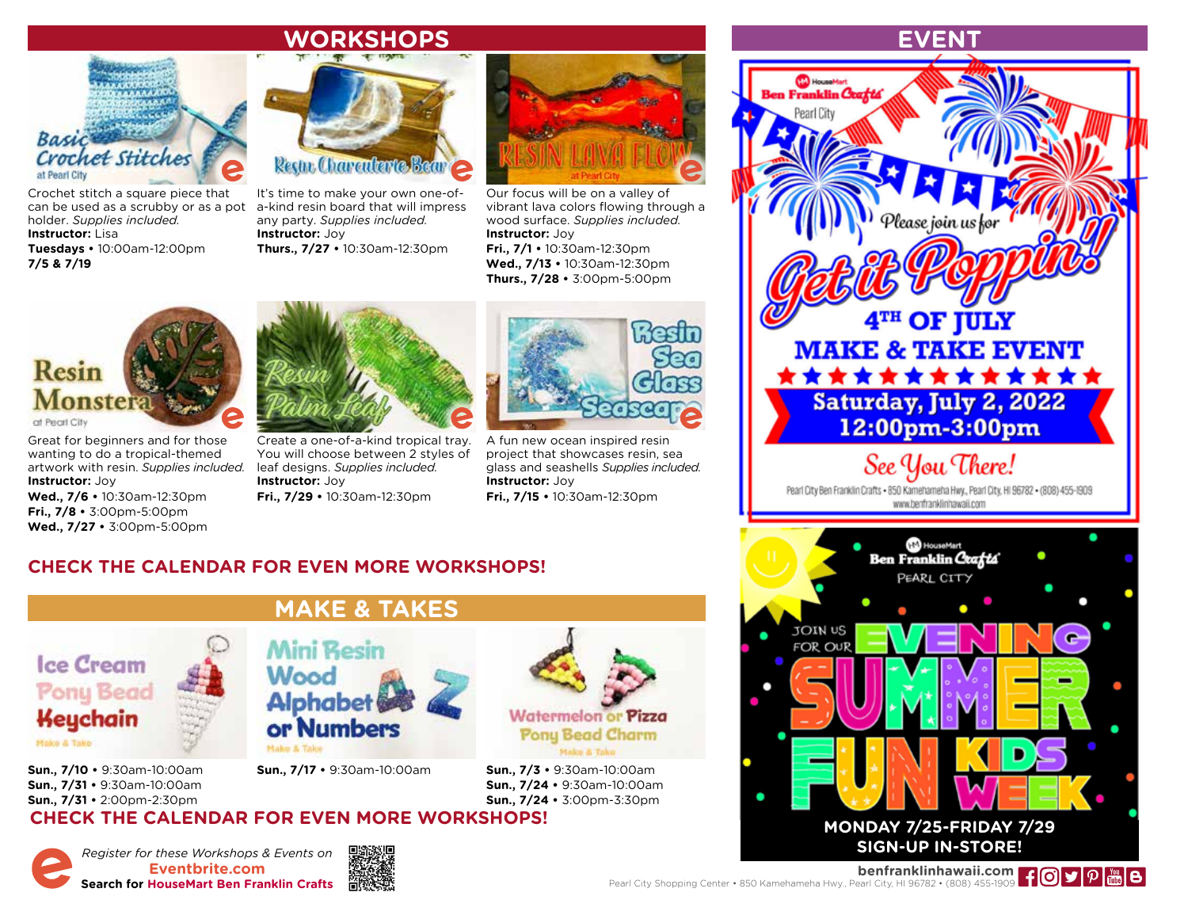## WORKSHOPS

**Basic Crochet Stitches** at Pearl City

Crochet stitch a square piece that can be used as a scrubby or as a pot holder. *Supplies included.*
**Instructor:** Lisa
**Tuesdays** • 10:00am-12:00pm
**7/5 & 7/19**

**Resin Charcuterie Board**

It's time to make your own one-of-a-kind resin board that will impress any party. *Supplies included.*
**Instructor:** Joy
**Thurs., 7/27** • 10:30am-12:30pm

**Resin Lava Flow** at Pearl City

Our focus will be on a valley of vibrant lava colors flowing through a wood surface. *Supplies included.*
**Instructor:** Joy
**Fri., 7/1** • 10:30am-12:30pm
**Wed., 7/13** • 10:30am-12:30pm
**Thurs., 7/28** • 3:00pm-5:00pm

**Resin Monstera** at Pearl City

Great for beginners and for those wanting to do a tropical-themed artwork with resin. *Supplies included.*
**Instructor:** Joy
**Wed., 7/6** • 10:30am-12:30pm
**Fri., 7/8** • 3:00pm-5:00pm
**Wed., 7/27** • 3:00pm-5:00pm

**Resin Palm Leaf**

Create a one-of-a-kind tropical tray. You will choose between 2 styles of leaf designs. *Supplies included.*
**Instructor:** Joy
**Fri., 7/29** • 10:30am-12:30pm

**Resin Sea Glass Seascape**

A fun new ocean inspired resin project that showcases resin, sea glass and seashells *Supplies included.*
**Instructor:** Joy
**Fri., 7/15** • 10:30am-12:30pm

**CHECK THE CALENDAR FOR EVEN MORE WORKSHOPS!**

## MAKE & TAKES

**Ice Cream Pony Bead Keychain** (Make & Take)

**Sun., 7/10** • 9:30am-10:00am
**Sun., 7/31** • 9:30am-10:00am
**Sun., 7/31** • 2:00pm-2:30pm

**Mini Resin Wood Alphabet or Numbers** (Make & Take)

**Sun., 7/17** • 9:30am-10:00am

**Watermelon or Pizza Pony Bead Charm** (Make & Take)

**Sun., 7/3** • 9:30am-10:00am
**Sun., 7/24** • 9:30am-10:00am
**Sun., 7/24** • 3:00pm-3:30pm

**CHECK THE CALENDAR FOR EVEN MORE WORKSHOPS!**

*Register for these Workshops & Events on*
**Eventbrite.com**
**Search for HouseMart Ben Franklin Crafts**

## EVENT

HouseMart Ben Franklin Crafts
Pearl City

Please join us for

**Get it Poppin'!**

**4TH OF JULY MAKE & TAKE EVENT**

**Saturday, July 2, 2022**
**12:00pm-3:00pm**

See You There!

Pearl City Ben Franklin Crafts • 850 Kamehameha Hwy., Pearl City, HI 96782 • (808) 455-1909
www.benfranklinhawaii.com

HouseMart Ben Franklin Crafts
PEARL CITY

JOIN US FOR OUR

**EVENING SUMMER FUN KIDS WEEK**

**MONDAY 7/25-FRIDAY 7/29**
**SIGN-UP IN-STORE!**

**benfranklinhawaii.com**
Pearl City Shopping Center • 850 Kamehameha Hwy., Pearl City, HI 96782 • (808) 455-1909